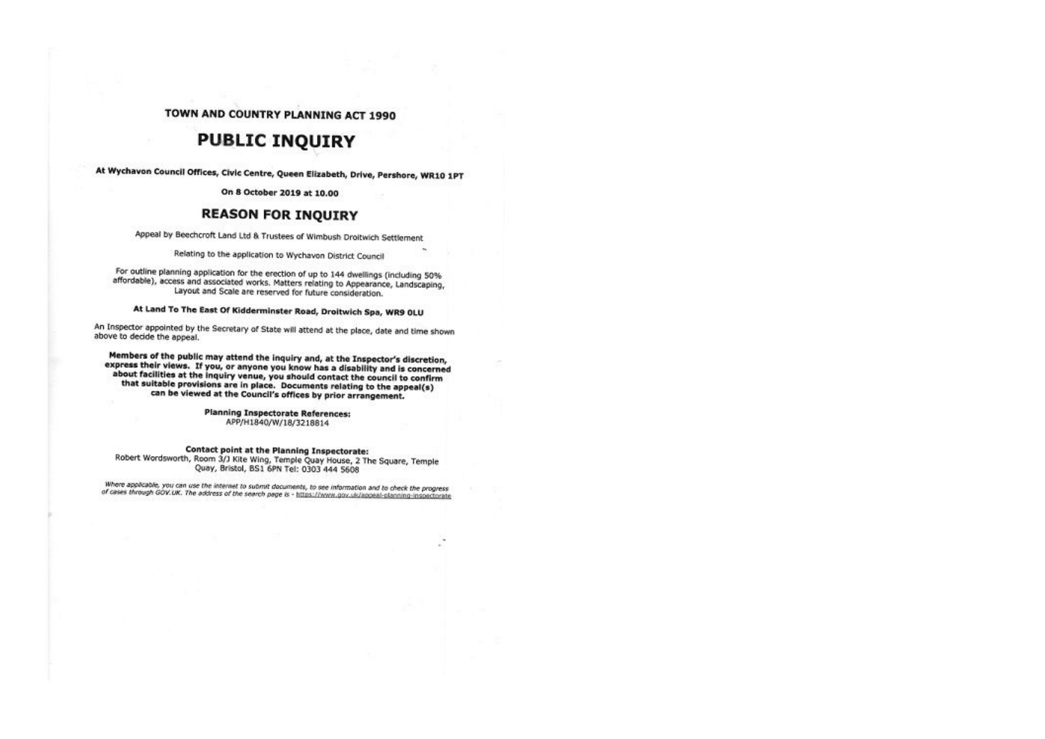**TOWN AND COUNTRY PLANNING ACT 1990**

# PUBLIC INQUIRY

**At Wychavon Council Offices, Civic Centre, Queen Elizabeth, Drive, Pershore, WR10 1PT**

**On 8 October 2019 at 10.00**

## REASON FOR INQUIRY

Appeal by Beechcroft Land Ltd & Trustees of Wimbush Droitwich Settlement

Relating to the application to Wychavon District Council

For outline planning application for the erection of up to 144 dwellings (including 50% affordable), access and associated works. Matters relating to Appearance, Landscaping, Layout and Scale are reserved for future consideration.

**At Land To The East Of Kidderminster Road, Droitwich Spa, WR9 0LU**

An Inspector appointed by the Secretary of State will attend at the place, date and time shown above to decide the appeal.

**Members of the public may attend the inquiry and, at the Inspector's discretion, express their views. If you, or anyone you know has a disability and is concerned about facilities at the inquiry venue, you should contact the council to confirm that suitable provisions are in place. Documents relating to the appeal(s) can be viewed at the Council's offices by prior arrangement.**

**Planning Inspectorate References:**
APP/H1840/W/18/3218814

**Contact point at the Planning Inspectorate:**
Robert Wordsworth, Room 3/J Kite Wing, Temple Quay House, 2 The Square, Temple Quay, Bristol, BS1 6PN Tel: 0303 444 5608

*Where applicable, you can use the internet to submit documents, to see information and to check the progress of cases through GOV.UK. The address of the search page is - https://www.gov.uk/appeal-planning-inspectorate*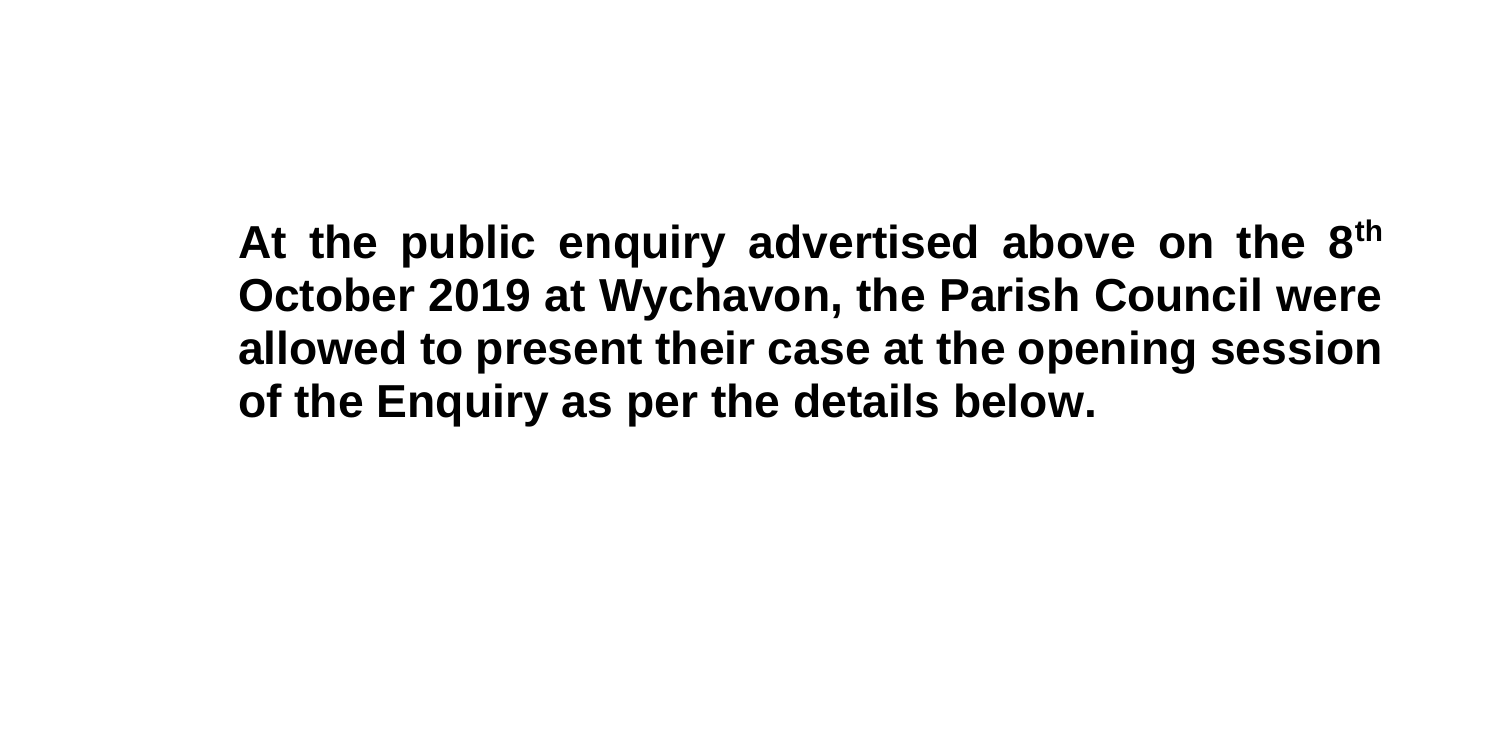**At the public enquiry advertised above on the 8th October 2019 at Wychavon, the Parish Council were allowed to present their case at the opening session of the Enquiry as per the details below.**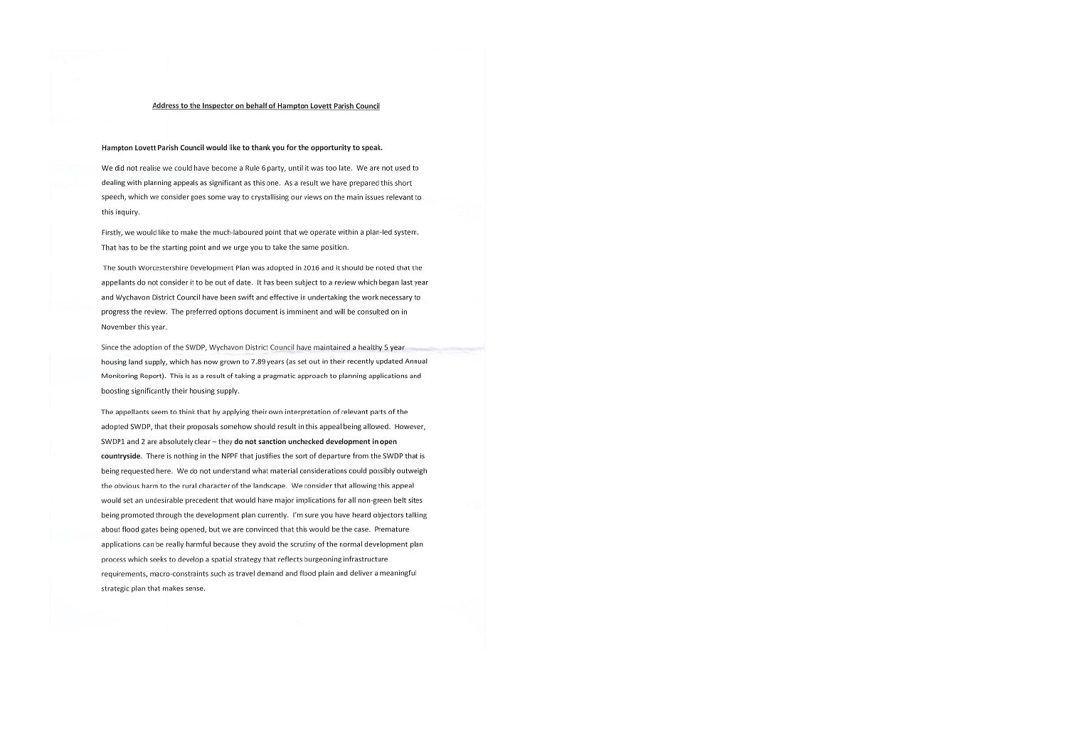**Address to the Inspector on behalf of Hampton Lovett Parish Council**

**Hampton Lovett Parish Council would like to thank you for the opportunity to speak.**

We did not realise we could have become a Rule 6 party, until it was too late. We are not used to dealing with planning appeals as significant as this one. As a result we have prepared this short speech, which we consider goes some way to crystallising our views on the main issues relevant to this inquiry.

Firstly, we would like to make the much-laboured point that we operate within a plan-led system. That has to be the starting point and we urge you to take the same position.

The South Worcestershire Development Plan was adopted in 2016 and it should be noted that the appellants do not consider it to be out of date. It has been subject to a review which began last year and Wychavon District Council have been swift and effective in undertaking the work necessary to progress the review. The preferred options document is imminent and will be consulted on in November this year.

Since the adoption of the SWDP, Wychavon District Council have maintained a healthy 5 year housing land supply, which has now grown to 7.89 years (as set out in their recently updated Annual Monitoring Report). This is as a result of taking a pragmatic approach to planning applications and boosting significantly their housing supply.

The appellants seem to think that by applying their own interpretation of relevant parts of the adopted SWDP, that their proposals somehow should result in this appeal being allowed. However, SWDP1 and 2 are absolutely clear – they **do not sanction unchecked development in open countryside**. There is nothing in the NPPF that justifies the sort of departure from the SWDP that is being requested here. We do not understand what material considerations could possibly outweigh the obvious harm to the rural character of the landscape. We consider that allowing this appeal would set an undesirable precedent that would have major implications for all non-green belt sites being promoted through the development plan currently. I'm sure you have heard objectors talking about flood gates being opened, but we are convinced that this would be the case. Premature applications can be really harmful because they avoid the scrutiny of the normal development plan process which seeks to develop a spatial strategy that reflects burgeoning infrastructure requirements, macro-constraints such as travel demand and flood plain and deliver a meaningful strategic plan that makes sense.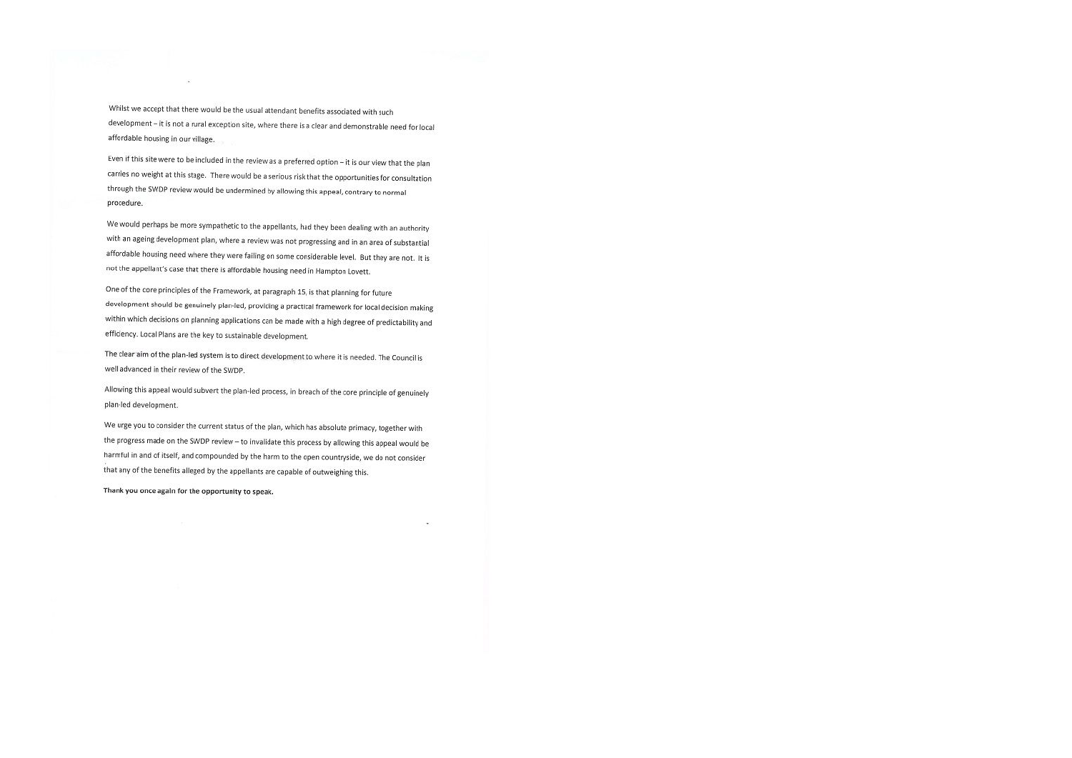Whilst we accept that there would be the usual attendant benefits associated with such development – it is not a rural exception site, where there is a clear and demonstrable need for local affordable housing in our village.

Even if this site were to be included in the review as a preferred option – it is our view that the plan carries no weight at this stage. There would be a serious risk that the opportunities for consultation through the SWDP review would be undermined by allowing this appeal, contrary to normal procedure.

We would perhaps be more sympathetic to the appellants, had they been dealing with an authority with an ageing development plan, where a review was not progressing and in an area of substantial affordable housing need where they were failing on some considerable level. But they are not. It is not the appellant's case that there is affordable housing need in Hampton Lovett.

One of the core principles of the Framework, at paragraph 15, is that planning for future development should be genuinely plan-led, providing a practical framework for local decision making within which decisions on planning applications can be made with a high degree of predictability and efficiency. Local Plans are the key to sustainable development.

The clear aim of the plan-led system is to direct development to where it is needed. The Council is well advanced in their review of the SWDP.

Allowing this appeal would subvert the plan-led process, in breach of the core principle of genuinely plan-led development.

We urge you to consider the current status of the plan, which has absolute primacy, together with the progress made on the SWDP review – to invalidate this process by allowing this appeal would be harmful in and of itself, and compounded by the harm to the open countryside, we do not consider that any of the benefits alleged by the appellants are capable of outweighing this.

**Thank you once again for the opportunity to speak.**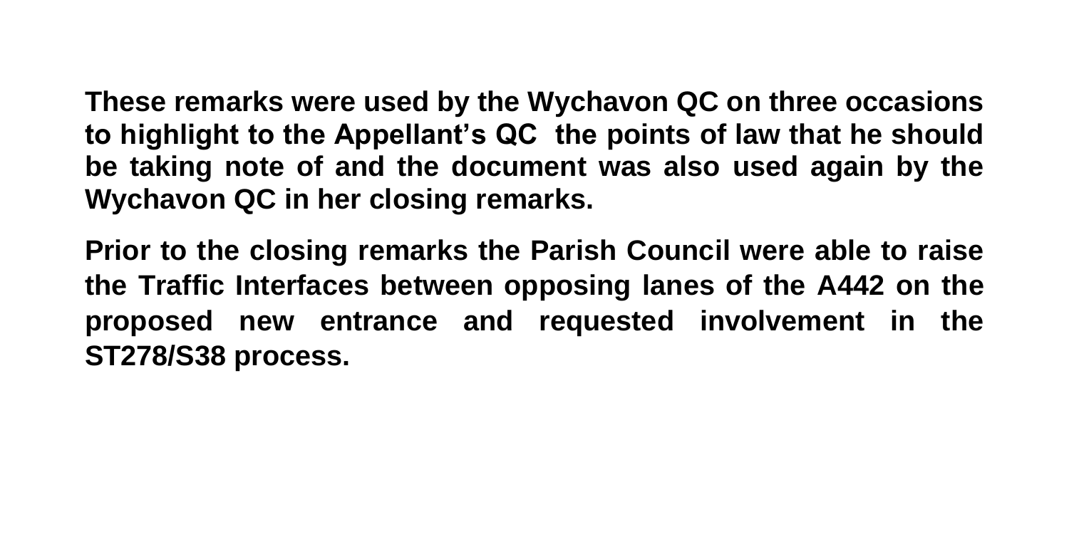**These remarks were used by the Wychavon QC on three occasions to highlight to the Appellant's QC  the points of law that he should be taking note of and the document was also used again by the Wychavon QC in her closing remarks.**

**Prior to the closing remarks the Parish Council were able to raise the Traffic Interfaces between opposing lanes of the A442 on the proposed new entrance and requested involvement in the ST278/S38 process.**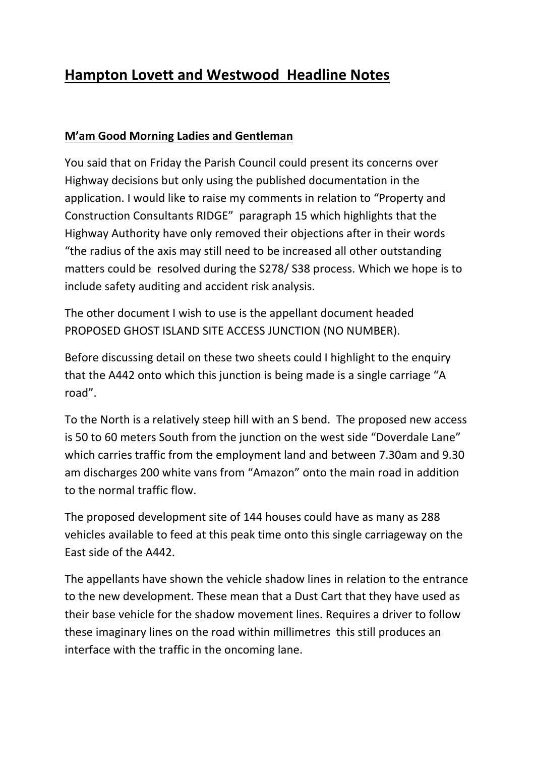# Hampton Lovett and Westwood  Headline Notes

**M'am Good Morning Ladies and Gentleman**

You said that on Friday the Parish Council could present its concerns over Highway decisions but only using the published documentation in the application. I would like to raise my comments in relation to "Property and Construction Consultants RIDGE"  paragraph 15 which highlights that the Highway Authority have only removed their objections after in their words "the radius of the axis may still need to be increased all other outstanding matters could be  resolved during the S278/ S38 process. Which we hope is to include safety auditing and accident risk analysis.

The other document I wish to use is the appellant document headed PROPOSED GHOST ISLAND SITE ACCESS JUNCTION (NO NUMBER).

Before discussing detail on these two sheets could I highlight to the enquiry that the A442 onto which this junction is being made is a single carriage "A road".

To the North is a relatively steep hill with an S bend.  The proposed new access is 50 to 60 meters South from the junction on the west side "Doverdale Lane" which carries traffic from the employment land and between 7.30am and 9.30 am discharges 200 white vans from "Amazon" onto the main road in addition to the normal traffic flow.

The proposed development site of 144 houses could have as many as 288 vehicles available to feed at this peak time onto this single carriageway on the East side of the A442.

The appellants have shown the vehicle shadow lines in relation to the entrance to the new development. These mean that a Dust Cart that they have used as their base vehicle for the shadow movement lines. Requires a driver to follow these imaginary lines on the road within millimetres  this still produces an interface with the traffic in the oncoming lane.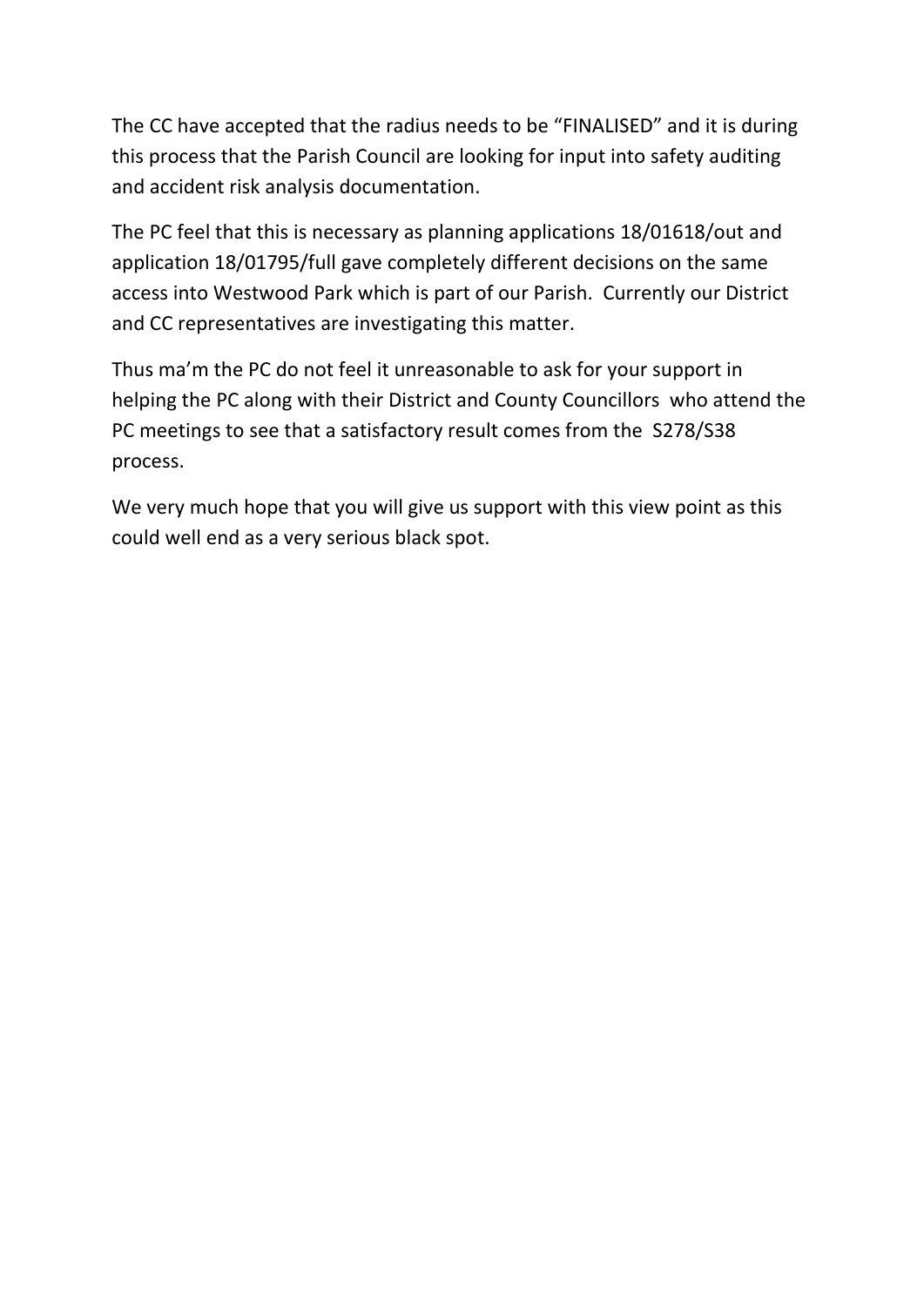The CC have accepted that the radius needs to be "FINALISED" and it is during this process that the Parish Council are looking for input into safety auditing and accident risk analysis documentation.

The PC feel that this is necessary as planning applications 18/01618/out and application 18/01795/full gave completely different decisions on the same access into Westwood Park which is part of our Parish. Currently our District and CC representatives are investigating this matter.

Thus ma'm the PC do not feel it unreasonable to ask for your support in helping the PC along with their District and County Councillors who attend the PC meetings to see that a satisfactory result comes from the S278/S38 process.

We very much hope that you will give us support with this view point as this could well end as a very serious black spot.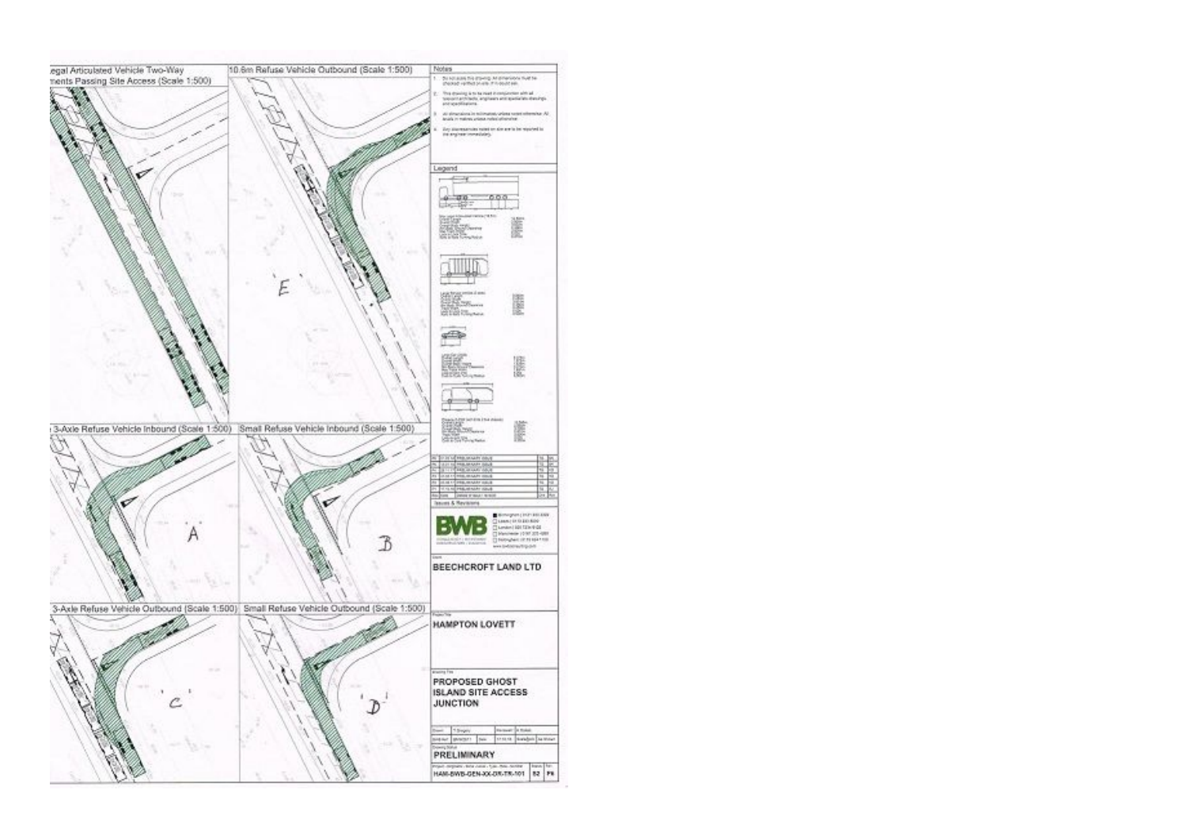egal Articulated Vehicle Two-Way
ments Passing Site Access (Scale 1:500)

10.6m Refuse Vehicle Outbound (Scale 1:500)

'E'

3-Axle Refuse Vehicle Inbound (Scale 1:500)

'A'

Small Refuse Vehicle Inbound (Scale 1:500)

'B'

3-Axle Refuse Vehicle Outbound (Scale 1:500)

'C'

Small Refuse Vehicle Outbound (Scale 1:500)

'D'

Notes

Legend

Issues & Revisions

BWB

BEECHCROFT LAND LTD

HAMPTON LOVETT

PROPOSED GHOST ISLAND SITE ACCESS JUNCTION

PRELIMINARY

HAM-BWB-GEN-XX-DR-TR-101